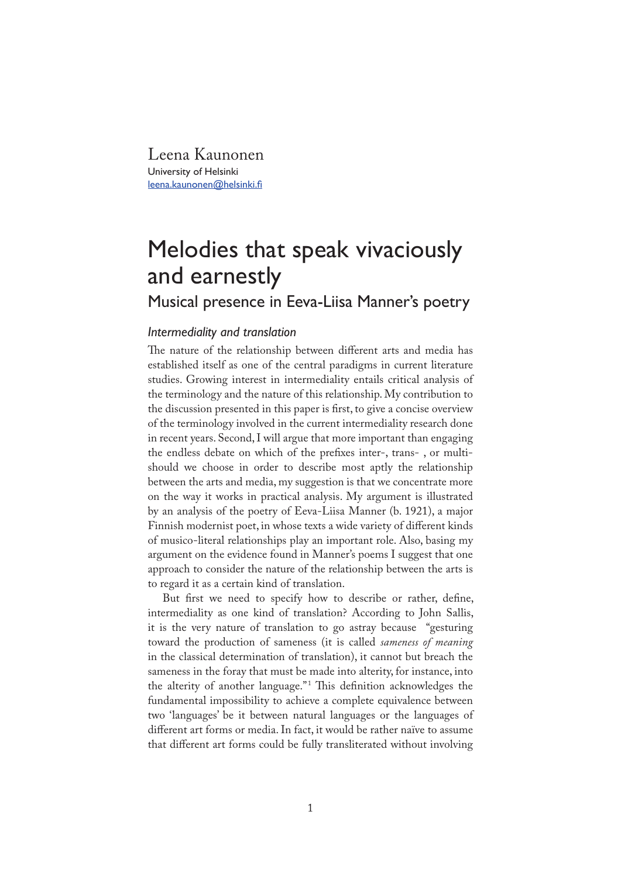Leena Kaunonen
University of Helsinki
leena.kaunonen@helsinki.fi

# Melodies that speak vivaciously and earnestly

## Musical presence in Eeva-Liisa Manner's poetry

### *Intermediality and translation*

The nature of the relationship between different arts and media has established itself as one of the central paradigms in current literature studies. Growing interest in intermediality entails critical analysis of the terminology and the nature of this relationship. My contribution to the discussion presented in this paper is first, to give a concise overview of the terminology involved in the current intermediality research done in recent years. Second, I will argue that more important than engaging the endless debate on which of the prefixes inter-, trans- , or multi- should we choose in order to describe most aptly the relationship between the arts and media, my suggestion is that we concentrate more on the way it works in practical analysis. My argument is illustrated by an analysis of the poetry of Eeva-Liisa Manner (b. 1921), a major Finnish modernist poet, in whose texts a wide variety of different kinds of musico-literal relationships play an important role. Also, basing my argument on the evidence found in Manner's poems I suggest that one approach to consider the nature of the relationship between the arts is to regard it as a certain kind of translation.

But first we need to specify how to describe or rather, define, intermediality as one kind of translation? According to John Sallis, it is the very nature of translation to go astray because "gesturing toward the production of sameness (it is called *sameness of meaning* in the classical determination of translation), it cannot but breach the sameness in the foray that must be made into alterity, for instance, into the alterity of another language."[1] This definition acknowledges the fundamental impossibility to achieve a complete equivalence between two 'languages' be it between natural languages or the languages of different art forms or media. In fact, it would be rather naïve to assume that different art forms could be fully transliterated without involving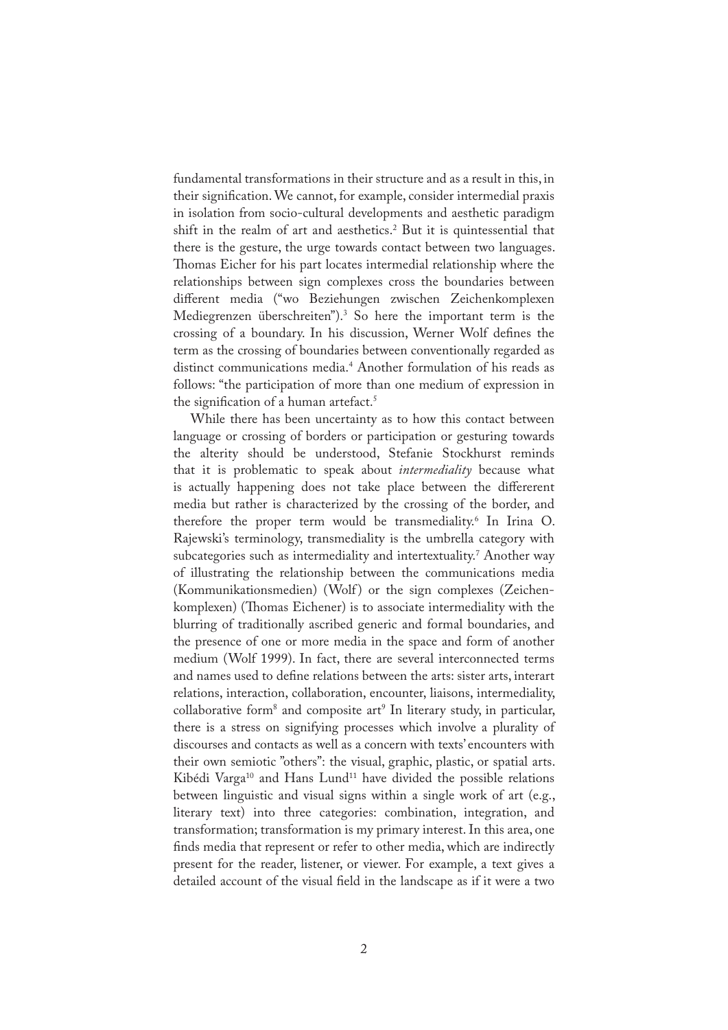fundamental transformations in their structure and as a result in this, in their signification. We cannot, for example, consider intermedial praxis in isolation from socio-cultural developments and aesthetic paradigm shift in the realm of art and aesthetics.[2] But it is quintessential that there is the gesture, the urge towards contact between two languages. Thomas Eicher for his part locates intermedial relationship where the relationships between sign complexes cross the boundaries between different media ("wo Beziehungen zwischen Zeichenkomplexen Mediegrenzen überschreiten").[3] So here the important term is the crossing of a boundary. In his discussion, Werner Wolf defines the term as the crossing of boundaries between conventionally regarded as distinct communications media.[4] Another formulation of his reads as follows: "the participation of more than one medium of expression in the signification of a human artefact.[5]

While there has been uncertainty as to how this contact between language or crossing of borders or participation or gesturing towards the alterity should be understood, Stefanie Stockhurst reminds that it is problematic to speak about *intermediality* because what is actually happening does not take place between the differerent media but rather is characterized by the crossing of the border, and therefore the proper term would be transmediality.[6] In Irina O. Rajewski's terminology, transmediality is the umbrella category with subcategories such as intermediality and intertextuality.[7] Another way of illustrating the relationship between the communications media (Kommunikationsmedien) (Wolf) or the sign complexes (Zeichen-komplexen) (Thomas Eichener) is to associate intermediality with the blurring of traditionally ascribed generic and formal boundaries, and the presence of one or more media in the space and form of another medium (Wolf 1999). In fact, there are several interconnected terms and names used to define relations between the arts: sister arts, interart relations, interaction, collaboration, encounter, liaisons, intermediality, collaborative form[8] and composite art[9] In literary study, in particular, there is a stress on signifying processes which involve a plurality of discourses and contacts as well as a concern with texts' encounters with their own semiotic "others": the visual, graphic, plastic, or spatial arts. Kibédi Varga[10] and Hans Lund[11] have divided the possible relations between linguistic and visual signs within a single work of art (e.g., literary text) into three categories: combination, integration, and transformation; transformation is my primary interest. In this area, one finds media that represent or refer to other media, which are indirectly present for the reader, listener, or viewer. For example, a text gives a detailed account of the visual field in the landscape as if it were a two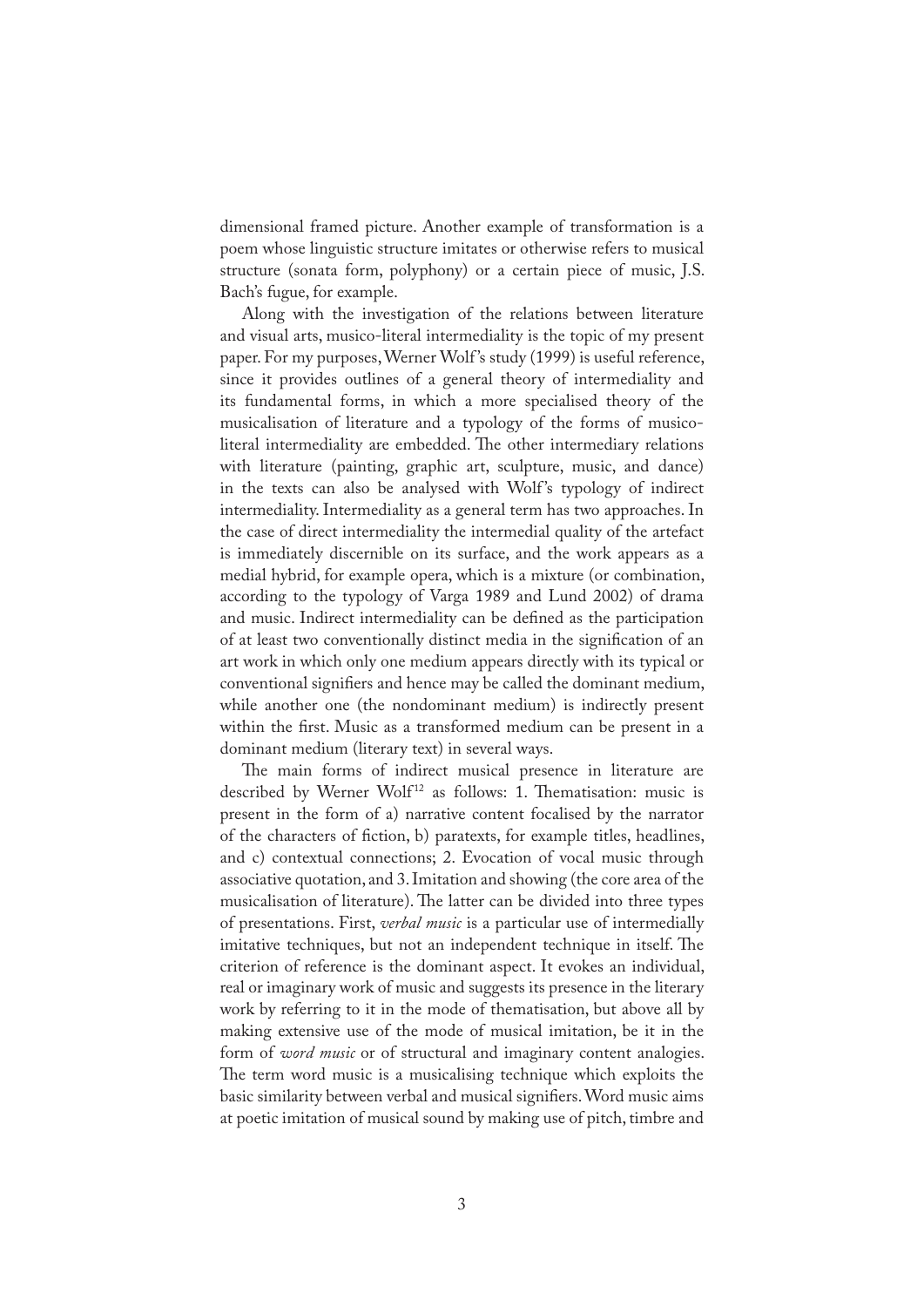dimensional framed picture. Another example of transformation is a poem whose linguistic structure imitates or otherwise refers to musical structure (sonata form, polyphony) or a certain piece of music, J.S. Bach's fugue, for example.

Along with the investigation of the relations between literature and visual arts, musico-literal intermediality is the topic of my present paper. For my purposes, Werner Wolf's study (1999) is useful reference, since it provides outlines of a general theory of intermediality and its fundamental forms, in which a more specialised theory of the musicalisation of literature and a typology of the forms of musico-literal intermediality are embedded. The other intermediary relations with literature (painting, graphic art, sculpture, music, and dance) in the texts can also be analysed with Wolf's typology of indirect intermediality. Intermediality as a general term has two approaches. In the case of direct intermediality the intermedial quality of the artefact is immediately discernible on its surface, and the work appears as a medial hybrid, for example opera, which is a mixture (or combination, according to the typology of Varga 1989 and Lund 2002) of drama and music. Indirect intermediality can be defined as the participation of at least two conventionally distinct media in the signification of an art work in which only one medium appears directly with its typical or conventional signifiers and hence may be called the dominant medium, while another one (the nondominant medium) is indirectly present within the first. Music as a transformed medium can be present in a dominant medium (literary text) in several ways.

The main forms of indirect musical presence in literature are described by Werner Wolf[12] as follows: 1. Thematisation: music is present in the form of a) narrative content focalised by the narrator of the characters of fiction, b) paratexts, for example titles, headlines, and c) contextual connections; 2. Evocation of vocal music through associative quotation, and 3. Imitation and showing (the core area of the musicalisation of literature). The latter can be divided into three types of presentations. First, *verbal music* is a particular use of intermedially imitative techniques, but not an independent technique in itself. The criterion of reference is the dominant aspect. It evokes an individual, real or imaginary work of music and suggests its presence in the literary work by referring to it in the mode of thematisation, but above all by making extensive use of the mode of musical imitation, be it in the form of *word music* or of structural and imaginary content analogies. The term word music is a musicalising technique which exploits the basic similarity between verbal and musical signifiers. Word music aims at poetic imitation of musical sound by making use of pitch, timbre and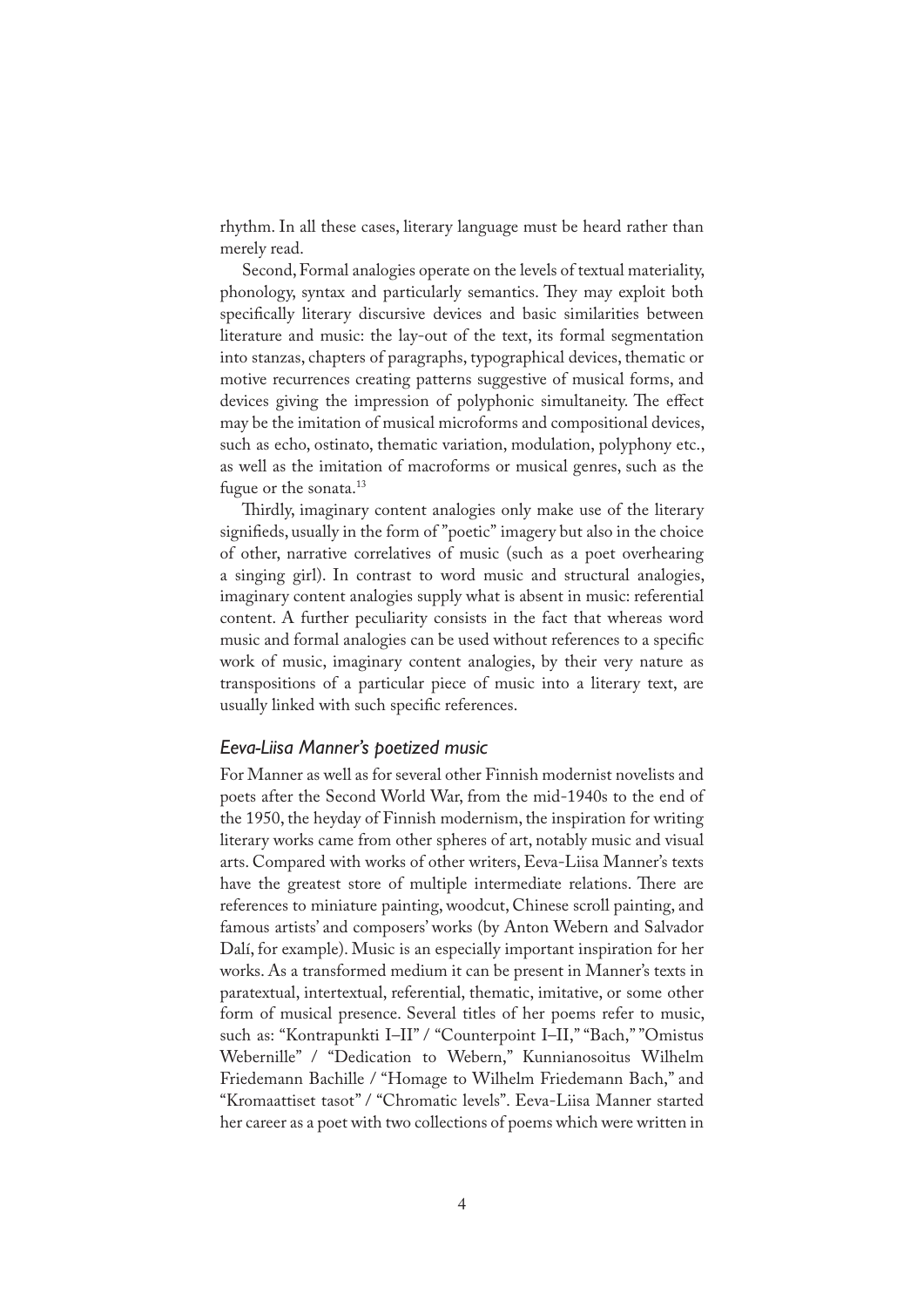rhythm. In all these cases, literary language must be heard rather than merely read.

Second, Formal analogies operate on the levels of textual materiality, phonology, syntax and particularly semantics. They may exploit both specifically literary discursive devices and basic similarities between literature and music: the lay-out of the text, its formal segmentation into stanzas, chapters of paragraphs, typographical devices, thematic or motive recurrences creating patterns suggestive of musical forms, and devices giving the impression of polyphonic simultaneity. The effect may be the imitation of musical microforms and compositional devices, such as echo, ostinato, thematic variation, modulation, polyphony etc., as well as the imitation of macroforms or musical genres, such as the fugue or the sonata.[13]

Thirdly, imaginary content analogies only make use of the literary signifieds, usually in the form of "poetic" imagery but also in the choice of other, narrative correlatives of music (such as a poet overhearing a singing girl). In contrast to word music and structural analogies, imaginary content analogies supply what is absent in music: referential content. A further peculiarity consists in the fact that whereas word music and formal analogies can be used without references to a specific work of music, imaginary content analogies, by their very nature as transpositions of a particular piece of music into a literary text, are usually linked with such specific references.

### *Eeva-Liisa Manner's poetized music*

For Manner as well as for several other Finnish modernist novelists and poets after the Second World War, from the mid-1940s to the end of the 1950, the heyday of Finnish modernism, the inspiration for writing literary works came from other spheres of art, notably music and visual arts. Compared with works of other writers, Eeva-Liisa Manner's texts have the greatest store of multiple intermediate relations. There are references to miniature painting, woodcut, Chinese scroll painting, and famous artists' and composers' works (by Anton Webern and Salvador Dalí, for example). Music is an especially important inspiration for her works. As a transformed medium it can be present in Manner's texts in paratextual, intertextual, referential, thematic, imitative, or some other form of musical presence. Several titles of her poems refer to music, such as: "Kontrapunkti I–II" / "Counterpoint I–II," "Bach," "Omistus Webernille" / "Dedication to Webern," Kunnianosoitus Wilhelm Friedemann Bachille / "Homage to Wilhelm Friedemann Bach," and "Kromaattiset tasot" / "Chromatic levels". Eeva-Liisa Manner started her career as a poet with two collections of poems which were written in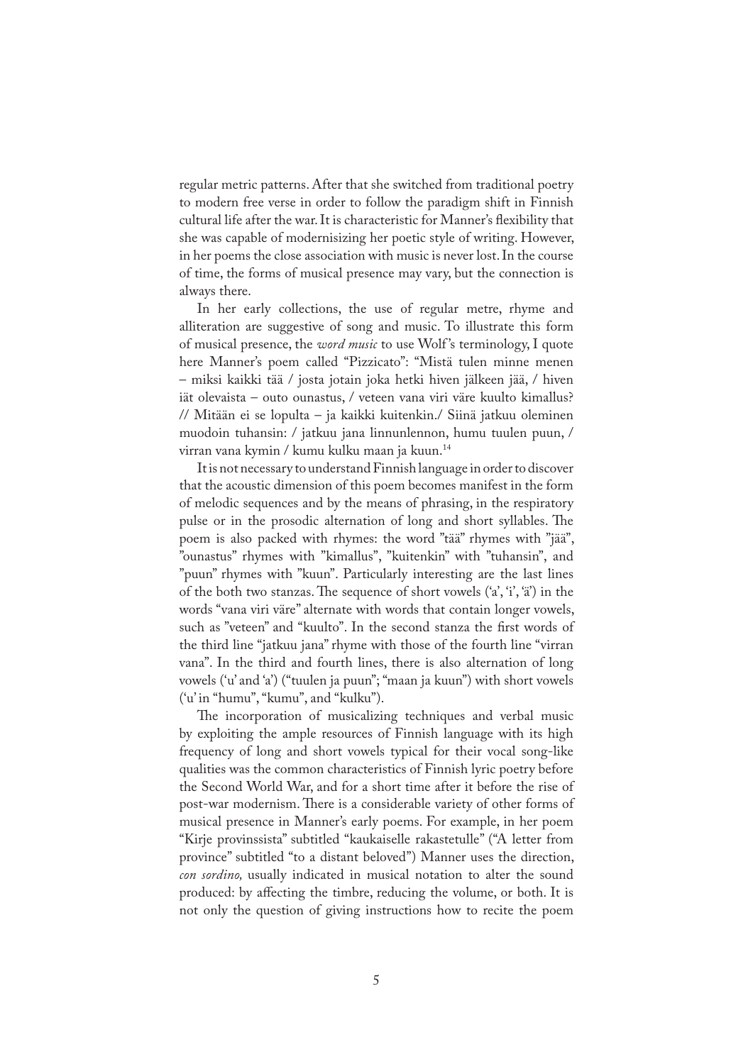regular metric patterns. After that she switched from traditional poetry to modern free verse in order to follow the paradigm shift in Finnish cultural life after the war. It is characteristic for Manner's flexibility that she was capable of modernisizing her poetic style of writing. However, in her poems the close association with music is never lost. In the course of time, the forms of musical presence may vary, but the connection is always there.

In her early collections, the use of regular metre, rhyme and alliteration are suggestive of song and music. To illustrate this form of musical presence, the *word music* to use Wolf's terminology, I quote here Manner's poem called "Pizzicato": "Mistä tulen minne menen – miksi kaikki tää / josta jotain joka hetki hiven jälkeen jää, / hiven iät olevaista – outo ounastus, / veteen vana viri väre kuulto kimallus? // Mitään ei se lopulta – ja kaikki kuitenkin./ Siinä jatkuu oleminen muodoin tuhansin: / jatkuu jana linnunlennon, humu tuulen puun, / virran vana kymin / kumu kulku maan ja kuun.[14]

It is not necessary to understand Finnish language in order to discover that the acoustic dimension of this poem becomes manifest in the form of melodic sequences and by the means of phrasing, in the respiratory pulse or in the prosodic alternation of long and short syllables. The poem is also packed with rhymes: the word "tää" rhymes with "jää", "ounastus" rhymes with "kimallus", "kuitenkin" with "tuhansin", and "puun" rhymes with "kuun". Particularly interesting are the last lines of the both two stanzas. The sequence of short vowels ('a', 'i', 'ä') in the words "vana viri väre" alternate with words that contain longer vowels, such as "veteen" and "kuulto". In the second stanza the first words of the third line "jatkuu jana" rhyme with those of the fourth line "virran vana". In the third and fourth lines, there is also alternation of long vowels ('u' and 'a') ("tuulen ja puun"; "maan ja kuun") with short vowels ('u' in "humu", "kumu", and "kulku").

The incorporation of musicalizing techniques and verbal music by exploiting the ample resources of Finnish language with its high frequency of long and short vowels typical for their vocal song-like qualities was the common characteristics of Finnish lyric poetry before the Second World War, and for a short time after it before the rise of post-war modernism. There is a considerable variety of other forms of musical presence in Manner's early poems. For example, in her poem "Kirje provinssista" subtitled "kaukaiselle rakastetulle" ("A letter from province" subtitled "to a distant beloved") Manner uses the direction, *con sordino,* usually indicated in musical notation to alter the sound produced: by affecting the timbre, reducing the volume, or both. It is not only the question of giving instructions how to recite the poem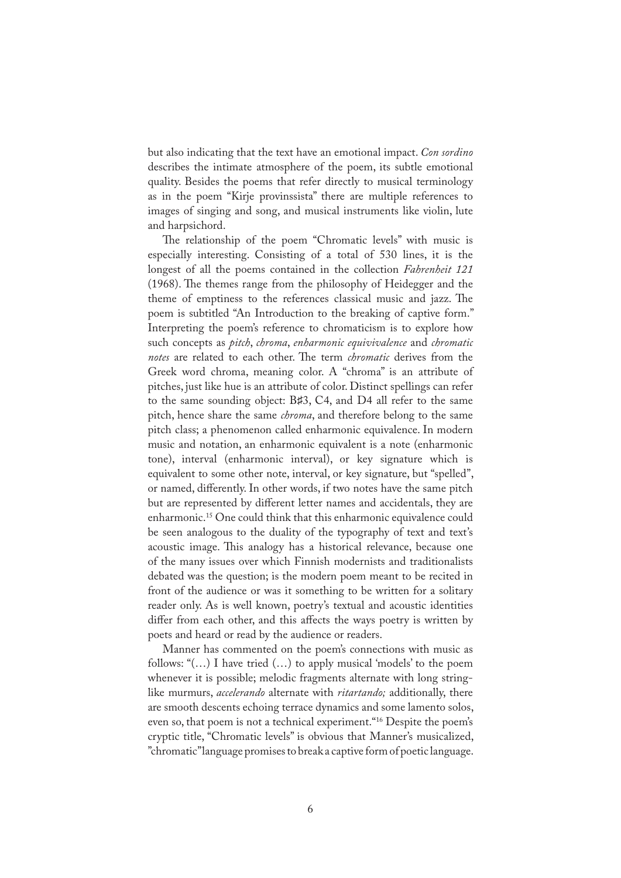but also indicating that the text have an emotional impact. *Con sordino* describes the intimate atmosphere of the poem, its subtle emotional quality. Besides the poems that refer directly to musical terminology as in the poem "Kirje provinssista" there are multiple references to images of singing and song, and musical instruments like violin, lute and harpsichord.

The relationship of the poem "Chromatic levels" with music is especially interesting. Consisting of a total of 530 lines, it is the longest of all the poems contained in the collection *Fahrenheit 121* (1968). The themes range from the philosophy of Heidegger and the theme of emptiness to the references classical music and jazz. The poem is subtitled "An Introduction to the breaking of captive form." Interpreting the poem's reference to chromaticism is to explore how such concepts as *pitch*, *chroma*, *enharmonic equivivalence* and *chromatic notes* are related to each other. The term *chromatic* derives from the Greek word chroma, meaning color. A "chroma" is an attribute of pitches, just like hue is an attribute of color. Distinct spellings can refer to the same sounding object: B♯3, C4, and D4 all refer to the same pitch, hence share the same *chroma*, and therefore belong to the same pitch class; a phenomenon called enharmonic equivalence. In modern music and notation, an enharmonic equivalent is a note (enharmonic tone), interval (enharmonic interval), or key signature which is equivalent to some other note, interval, or key signature, but "spelled", or named, differently. In other words, if two notes have the same pitch but are represented by different letter names and accidentals, they are enharmonic.[15] One could think that this enharmonic equivalence could be seen analogous to the duality of the typography of text and text's acoustic image. This analogy has a historical relevance, because one of the many issues over which Finnish modernists and traditionalists debated was the question; is the modern poem meant to be recited in front of the audience or was it something to be written for a solitary reader only. As is well known, poetry's textual and acoustic identities differ from each other, and this affects the ways poetry is written by poets and heard or read by the audience or readers.

Manner has commented on the poem's connections with music as follows: "(…) I have tried (…) to apply musical 'models' to the poem whenever it is possible; melodic fragments alternate with long string-like murmurs, *accelerando* alternate with *ritartando;* additionally, there are smooth descents echoing terrace dynamics and some lamento solos, even so, that poem is not a technical experiment."[16] Despite the poem's cryptic title, "Chromatic levels" is obvious that Manner's musicalized, "chromatic" language promises to break a captive form of poetic language.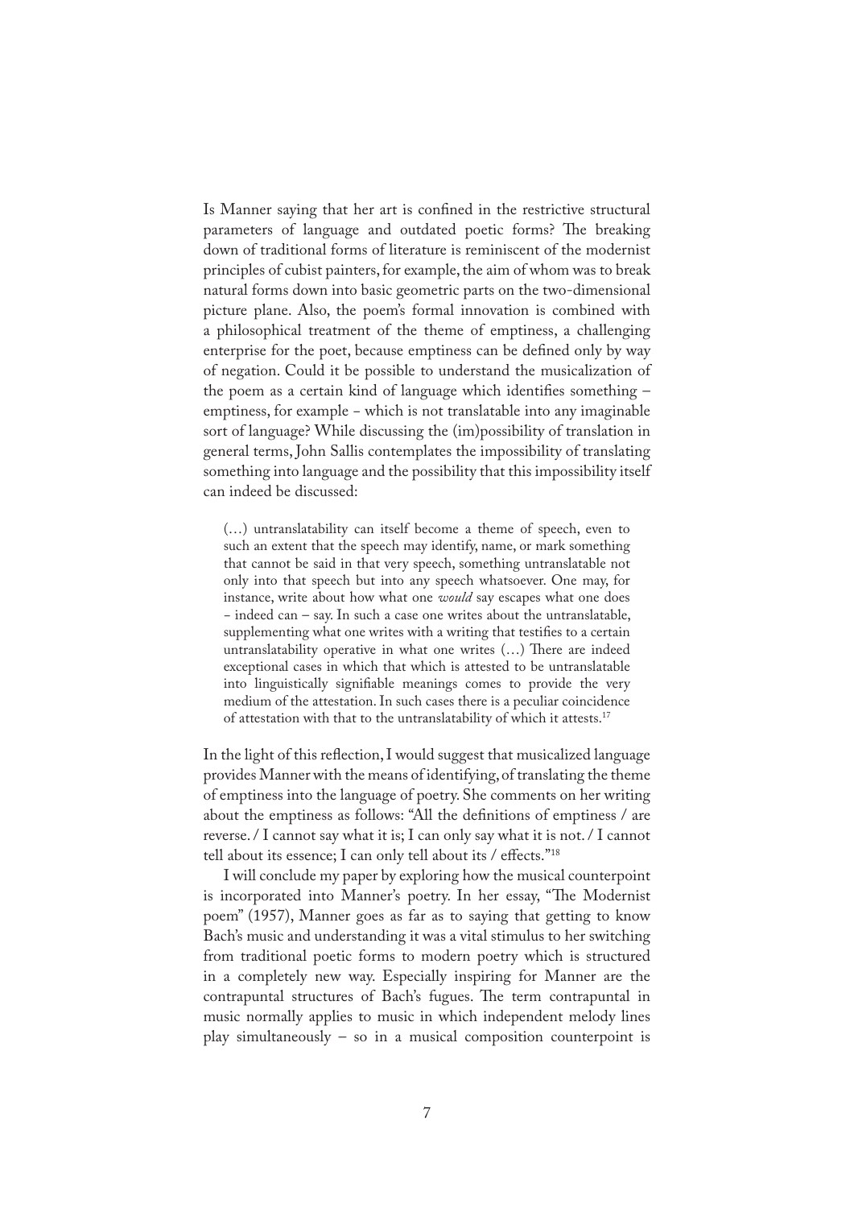Is Manner saying that her art is confined in the restrictive structural parameters of language and outdated poetic forms? The breaking down of traditional forms of literature is reminiscent of the modernist principles of cubist painters, for example, the aim of whom was to break natural forms down into basic geometric parts on the two-dimensional picture plane. Also, the poem's formal innovation is combined with a philosophical treatment of the theme of emptiness, a challenging enterprise for the poet, because emptiness can be defined only by way of negation. Could it be possible to understand the musicalization of the poem as a certain kind of language which identifies something – emptiness, for example – which is not translatable into any imaginable sort of language? While discussing the (im)possibility of translation in general terms, John Sallis contemplates the impossibility of translating something into language and the possibility that this impossibility itself can indeed be discussed:

> (…) untranslatability can itself become a theme of speech, even to such an extent that the speech may identify, name, or mark something that cannot be said in that very speech, something untranslatable not only into that speech but into any speech whatsoever. One may, for instance, write about how what one *would* say escapes what one does – indeed can – say. In such a case one writes about the untranslatable, supplementing what one writes with a writing that testifies to a certain untranslatability operative in what one writes (…) There are indeed exceptional cases in which that which is attested to be untranslatable into linguistically signifiable meanings comes to provide the very medium of the attestation. In such cases there is a peculiar coincidence of attestation with that to the untranslatability of which it attests.[17]

In the light of this reflection, I would suggest that musicalized language provides Manner with the means of identifying, of translating the theme of emptiness into the language of poetry. She comments on her writing about the emptiness as follows: "All the definitions of emptiness / are reverse. / I cannot say what it is; I can only say what it is not. / I cannot tell about its essence; I can only tell about its / effects."[18]

I will conclude my paper by exploring how the musical counterpoint is incorporated into Manner's poetry. In her essay, "The Modernist poem" (1957), Manner goes as far as to saying that getting to know Bach's music and understanding it was a vital stimulus to her switching from traditional poetic forms to modern poetry which is structured in a completely new way. Especially inspiring for Manner are the contrapuntal structures of Bach's fugues. The term contrapuntal in music normally applies to music in which independent melody lines play simultaneously – so in a musical composition counterpoint is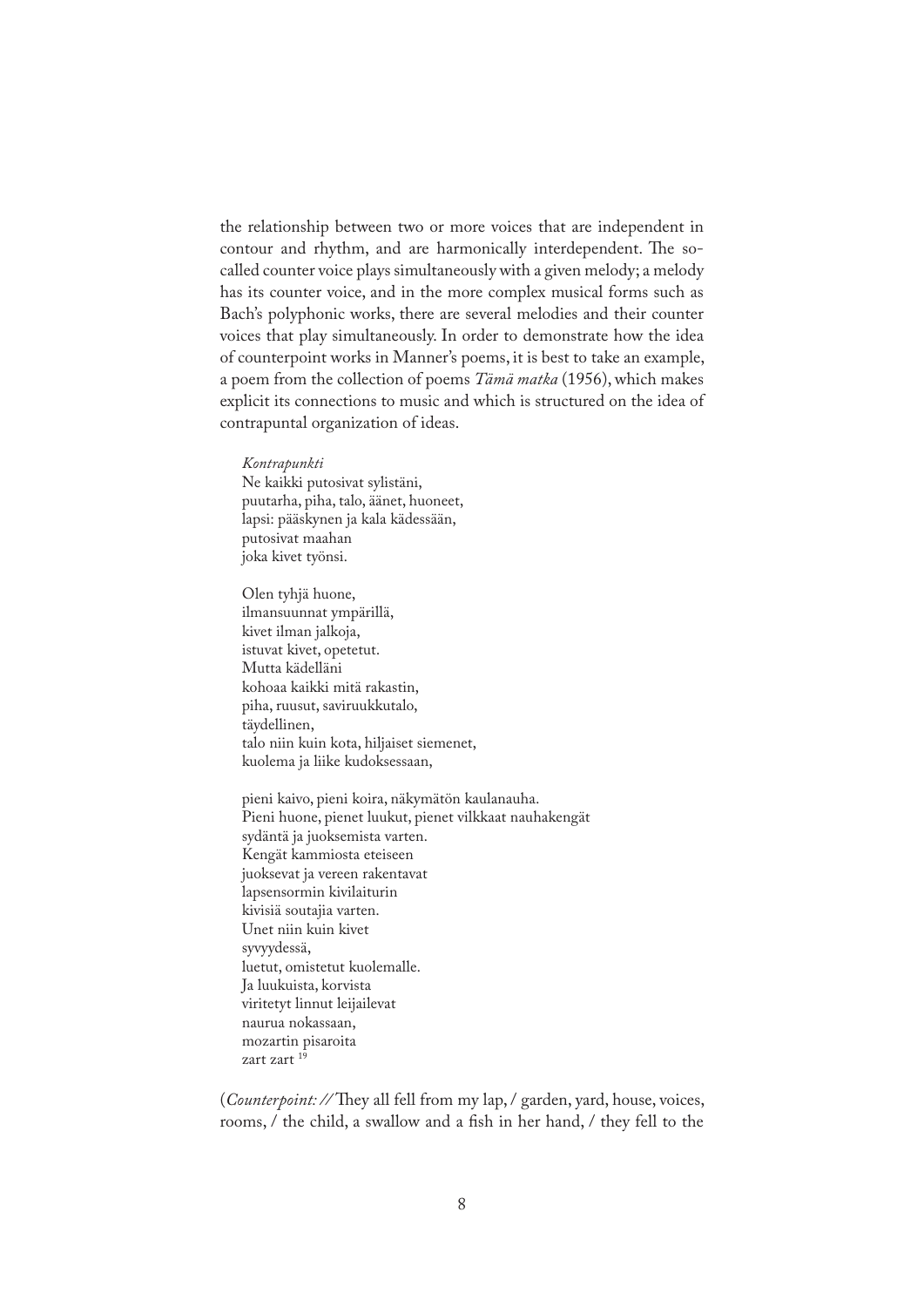the relationship between two or more voices that are independent in contour and rhythm, and are harmonically interdependent. The so-called counter voice plays simultaneously with a given melody; a melody has its counter voice, and in the more complex musical forms such as Bach's polyphonic works, there are several melodies and their counter voices that play simultaneously. In order to demonstrate how the idea of counterpoint works in Manner's poems, it is best to take an example, a poem from the collection of poems *Tämä matka* (1956), which makes explicit its connections to music and which is structured on the idea of contrapuntal organization of ideas.

> *Kontrapunkti*
> Ne kaikki putosivat sylistäni,
> puutarha, piha, talo, äänet, huoneet,
> lapsi: pääskynen ja kala kädessään,
> putosivat maahan
> joka kivet työnsi.
>
> Olen tyhjä huone,
> ilmansuunnat ympärillä,
> kivet ilman jalkoja,
> istuvat kivet, opetetut.
> Mutta kädelläni
> kohoaa kaikki mitä rakastin,
> piha, ruusut, saviruukkutalo,
> täydellinen,
> talo niin kuin kota, hiljaiset siemenet,
> kuolema ja liike kudoksessaan,
>
> pieni kaivo, pieni koira, näkymätön kaulanauha.
> Pieni huone, pienet luukut, pienet vilkkaat nauhakengät
> sydäntä ja juoksemista varten.
> Kengät kammiosta eteiseen
> juoksevat ja vereen rakentavat
> lapsensormin kivilaiturin
> kivisiä soutajia varten.
> Unet niin kuin kivet
> syvyydessä,
> luetut, omistetut kuolemalle.
> Ja luukuista, korvista
> viritetyt linnut leijailevat
> naurua nokassaan,
> mozartin pisaroita
> zart zart [19]

(*Counterpoint: //* They all fell from my lap, / garden, yard, house, voices, rooms, / the child, a swallow and a fish in her hand, / they fell to the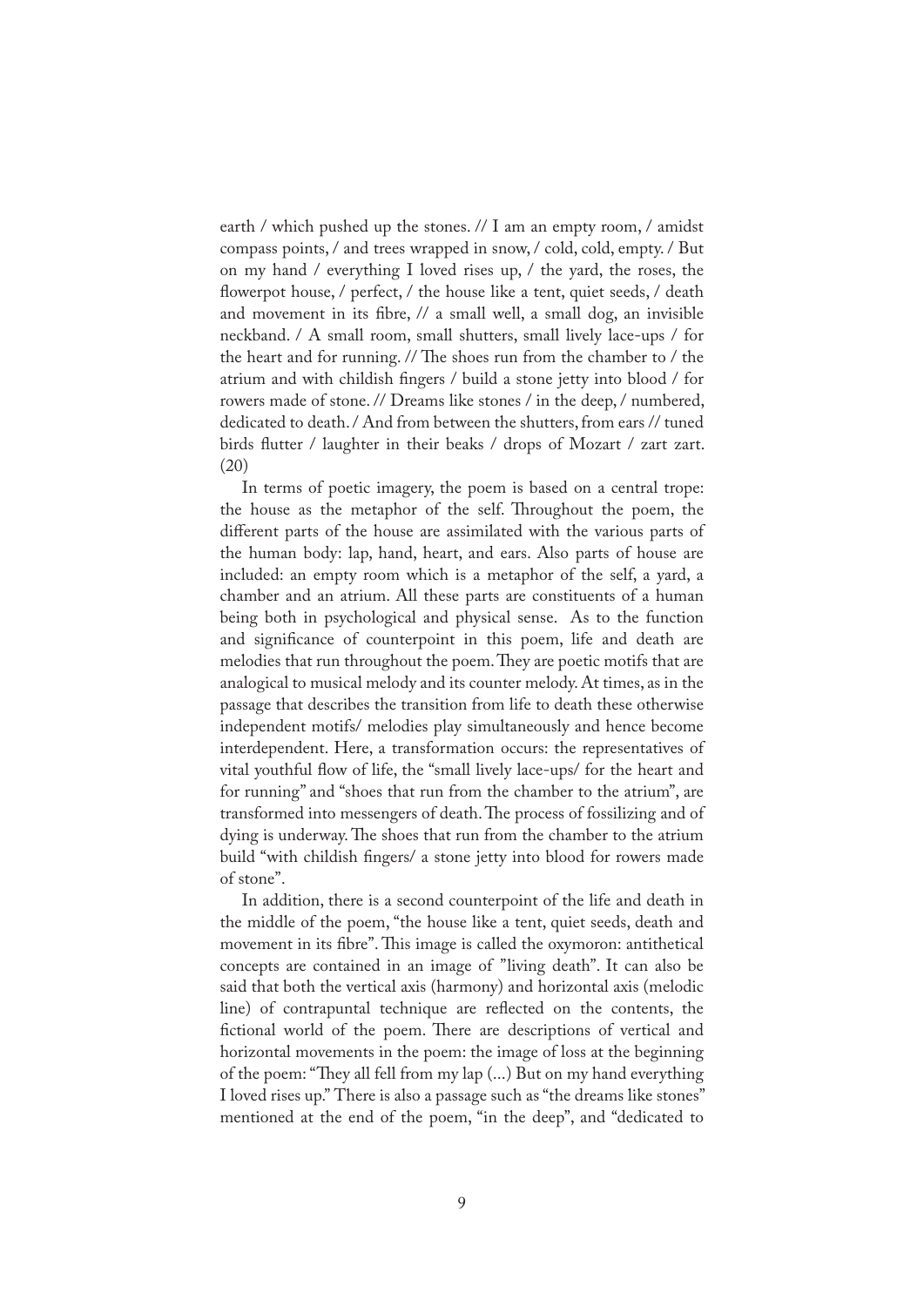earth / which pushed up the stones. // I am an empty room, / amidst compass points, / and trees wrapped in snow, / cold, cold, empty. / But on my hand / everything I loved rises up, / the yard, the roses, the flowerpot house, / perfect, / the house like a tent, quiet seeds, / death and movement in its fibre, // a small well, a small dog, an invisible neckband. / A small room, small shutters, small lively lace-ups / for the heart and for running. // The shoes run from the chamber to / the atrium and with childish fingers / build a stone jetty into blood / for rowers made of stone. // Dreams like stones / in the deep, / numbered, dedicated to death. / And from between the shutters, from ears // tuned birds flutter / laughter in their beaks / drops of Mozart / zart zart. (20)

In terms of poetic imagery, the poem is based on a central trope: the house as the metaphor of the self. Throughout the poem, the different parts of the house are assimilated with the various parts of the human body: lap, hand, heart, and ears. Also parts of house are included: an empty room which is a metaphor of the self, a yard, a chamber and an atrium. All these parts are constituents of a human being both in psychological and physical sense. As to the function and significance of counterpoint in this poem, life and death are melodies that run throughout the poem. They are poetic motifs that are analogical to musical melody and its counter melody. At times, as in the passage that describes the transition from life to death these otherwise independent motifs/ melodies play simultaneously and hence become interdependent. Here, a transformation occurs: the representatives of vital youthful flow of life, the "small lively lace-ups/ for the heart and for running" and "shoes that run from the chamber to the atrium", are transformed into messengers of death. The process of fossilizing and of dying is underway. The shoes that run from the chamber to the atrium build "with childish fingers/ a stone jetty into blood for rowers made of stone".

In addition, there is a second counterpoint of the life and death in the middle of the poem, "the house like a tent, quiet seeds, death and movement in its fibre". This image is called the oxymoron: antithetical concepts are contained in an image of "living death". It can also be said that both the vertical axis (harmony) and horizontal axis (melodic line) of contrapuntal technique are reflected on the contents, the fictional world of the poem. There are descriptions of vertical and horizontal movements in the poem: the image of loss at the beginning of the poem: "They all fell from my lap (...) But on my hand everything I loved rises up." There is also a passage such as "the dreams like stones" mentioned at the end of the poem, "in the deep", and "dedicated to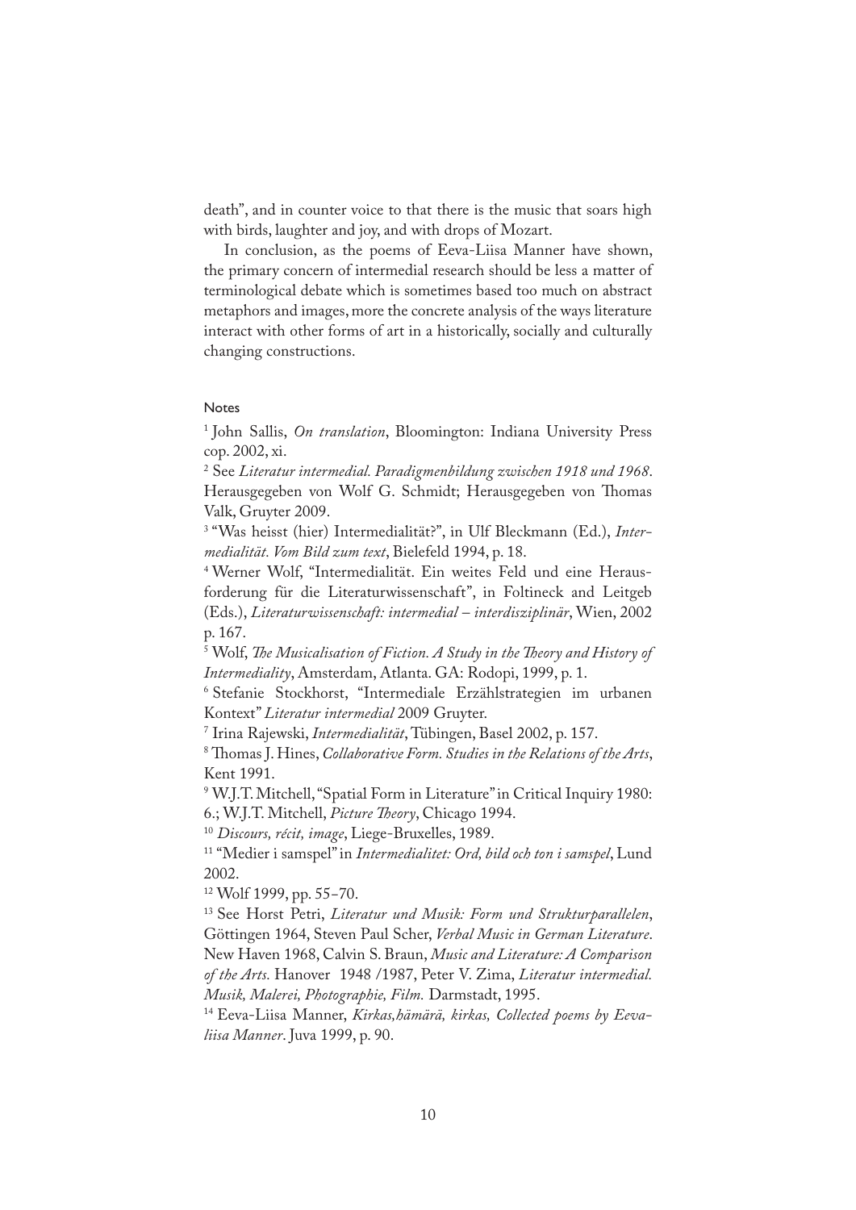death", and in counter voice to that there is the music that soars high with birds, laughter and joy, and with drops of Mozart.

In conclusion, as the poems of Eeva-Liisa Manner have shown, the primary concern of intermedial research should be less a matter of terminological debate which is sometimes based too much on abstract metaphors and images, more the concrete analysis of the ways literature interact with other forms of art in a historically, socially and culturally changing constructions.

#### Notes

[1] John Sallis, *On translation*, Bloomington: Indiana University Press cop. 2002, xi.

[2] See *Literatur intermedial. Paradigmenbildung zwischen 1918 und 1968*. Herausgegeben von Wolf G. Schmidt; Herausgegeben von Thomas Valk, Gruyter 2009.

[3] "Was heisst (hier) Intermedialität?", in Ulf Bleckmann (Ed.), *Intermedialität. Vom Bild zum text*, Bielefeld 1994, p. 18.

[4] Werner Wolf, "Intermedialität. Ein weites Feld und eine Herausforderung für die Literaturwissenschaft", in Foltineck and Leitgeb (Eds.), *Literaturwissenschaft: intermedial – interdisziplinär*, Wien, 2002 p. 167.

[5] Wolf, *The Musicalisation of Fiction. A Study in the Theory and History of Intermediality*, Amsterdam, Atlanta. GA: Rodopi, 1999, p. 1.

[6] Stefanie Stockhorst, "Intermediale Erzählstrategien im urbanen Kontext" *Literatur intermedial* 2009 Gruyter.

[7] Irina Rajewski, *Intermedialität*, Tübingen, Basel 2002, p. 157.

[8] Thomas J. Hines, *Collaborative Form. Studies in the Relations of the Arts*, Kent 1991.

[9] W.J.T. Mitchell, "Spatial Form in Literature" in Critical Inquiry 1980: 6.; W.J.T. Mitchell, *Picture Theory*, Chicago 1994.

[10] *Discours, récit, image*, Liege-Bruxelles, 1989.

[11] "Medier i samspel" in *Intermedialitet: Ord, bild och ton i samspel*, Lund 2002.

[12] Wolf 1999, pp. 55–70.

[13] See Horst Petri, *Literatur und Musik: Form und Strukturparallelen*, Göttingen 1964, Steven Paul Scher, *Verbal Music in German Literature*. New Haven 1968, Calvin S. Braun, *Music and Literature: A Comparison of the Arts.* Hanover 1948 /1987, Peter V. Zima, *Literatur intermedial. Musik, Malerei, Photographie, Film.* Darmstadt, 1995.

[14] Eeva-Liisa Manner, *Kirkas,hämärä, kirkas, Collected poems by Eeva-liisa Manner*. Juva 1999, p. 90.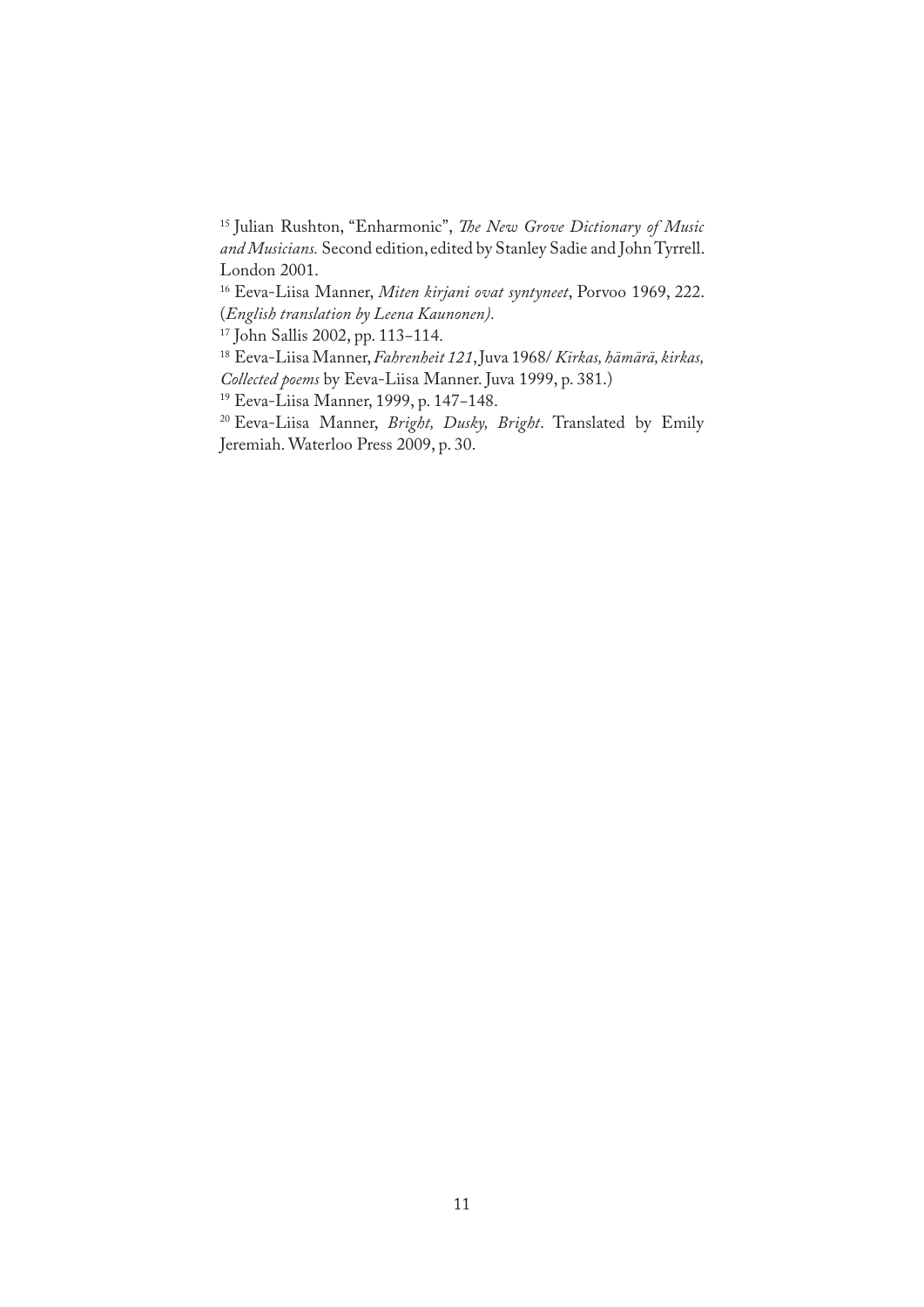[15] Julian Rushton, "Enharmonic", *The New Grove Dictionary of Music and Musicians.* Second edition, edited by Stanley Sadie and John Tyrrell. London 2001.

[16] Eeva-Liisa Manner, *Miten kirjani ovat syntyneet*, Porvoo 1969, 222. (*English translation by Leena Kaunonen).*

[17] John Sallis 2002, pp. 113–114.

[18] Eeva-Liisa Manner, *Fahrenheit 121*, Juva 1968/ *Kirkas, hämärä, kirkas, Collected poems* by Eeva-Liisa Manner. Juva 1999, p. 381.)

[19] Eeva-Liisa Manner, 1999, p. 147–148.

[20] Eeva-Liisa Manner, *Bright, Dusky, Bright*. Translated by Emily Jeremiah. Waterloo Press 2009, p. 30.